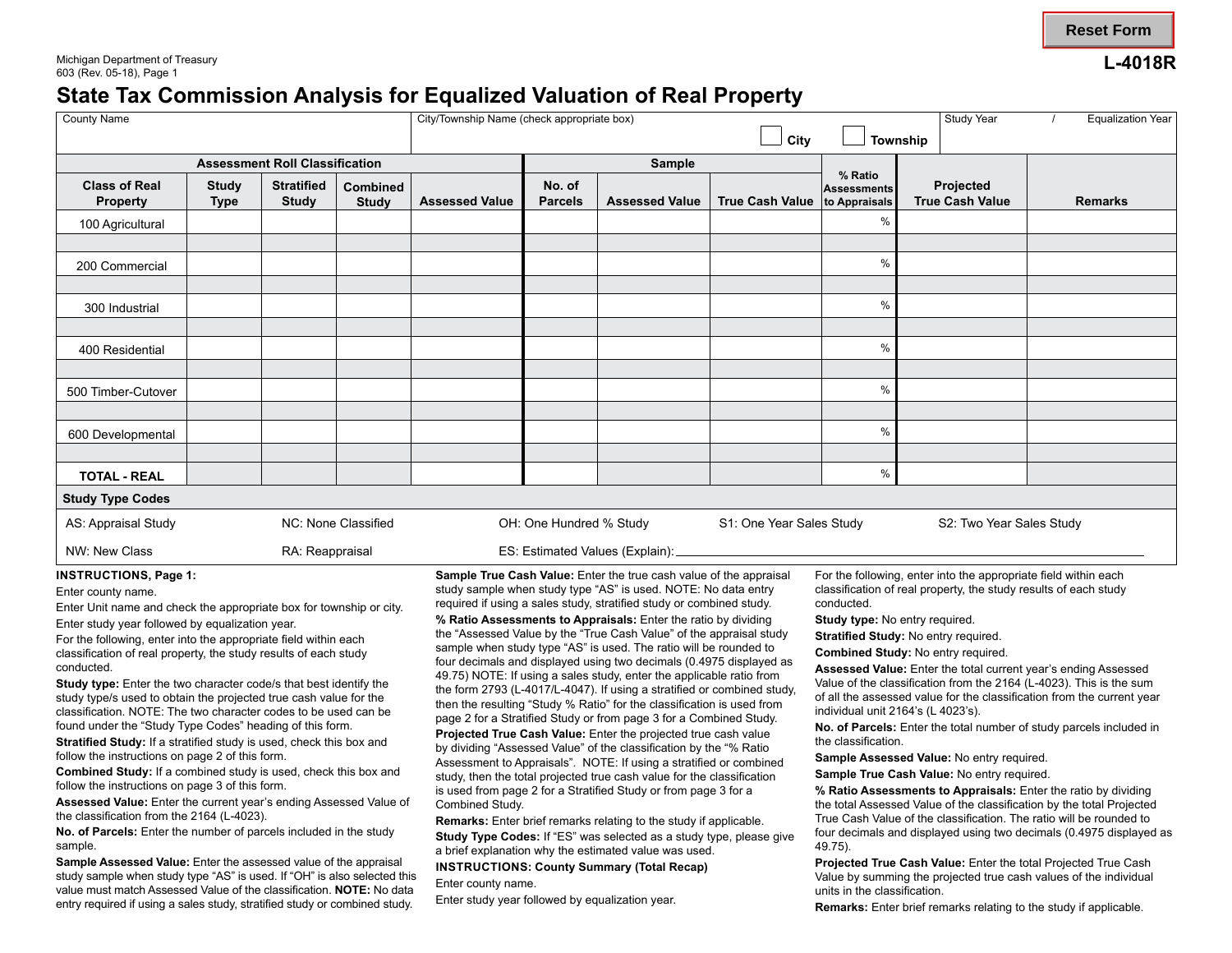Michigan Department of Treasury
603 (Rev. 05-18), Page 1

Reset Form

**L-4018R**

# State Tax Commission Analysis for Equalized Valuation of Real Property

| County Name | City/Township Name (check appropriate box) ☐ City ☐ Township | Study Year / Equalization Year |
|---|---|---|
| | | |

| Assessment Roll Classification | | | | | Sample | | | | | |
|---|---|---|---|---|---|---|---|---|---|---|
| Class of Real Property | Study Type | Stratified Study | Combined Study | Assessed Value | No. of Parcels | Assessed Value | True Cash Value | % Ratio Assessments to Appraisals | Projected True Cash Value | Remarks |
| 100 Agricultural | | | | | | | | % | | |
| | | | | | | | | | | |
| 200 Commercial | | | | | | | | % | | |
| | | | | | | | | | | |
| 300 Industrial | | | | | | | | % | | |
| | | | | | | | | | | |
| 400 Residential | | | | | | | | % | | |
| | | | | | | | | | | |
| 500 Timber-Cutover | | | | | | | | % | | |
| | | | | | | | | | | |
| 600 Developmental | | | | | | | | % | | |
| | | | | | | | | | | |
| **TOTAL - REAL** | | | | | | | | % | | |

**Study Type Codes**

| | | | | |
|---|---|---|---|---|
| AS: Appraisal Study | NC: None Classified | OH: One Hundred % Study | S1: One Year Sales Study | S2: Two Year Sales Study |
| NW: New Class | RA: Reappraisal | ES: Estimated Values (Explain): ______________ | | |

**INSTRUCTIONS, Page 1:**

Enter county name.

Enter Unit name and check the appropriate box for township or city.

Enter study year followed by equalization year.

For the following, enter into the appropriate field within each classification of real property, the study results of each study conducted.

**Study type:** Enter the two character code/s that best identify the study type/s used to obtain the projected true cash value for the classification. NOTE: The two character codes to be used can be found under the "Study Type Codes" heading of this form.

**Stratified Study:** If a stratified study is used, check this box and follow the instructions on page 2 of this form.

**Combined Study:** If a combined study is used, check this box and follow the instructions on page 3 of this form.

**Assessed Value:** Enter the current year's ending Assessed Value of the classification from the 2164 (L-4023).

**No. of Parcels:** Enter the number of parcels included in the study sample.

**Sample Assessed Value:** Enter the assessed value of the appraisal study sample when study type "AS" is used. If "OH" is also selected this value must match Assessed Value of the classification. **NOTE:** No data entry required if using a sales study, stratified study or combined study.

**Sample True Cash Value:** Enter the true cash value of the appraisal study sample when study type "AS" is used. NOTE: No data entry required if using a sales study, stratified study or combined study.

**% Ratio Assessments to Appraisals:** Enter the ratio by dividing the "Assessed Value by the "True Cash Value" of the appraisal study sample when study type "AS" is used. The ratio will be rounded to four decimals and displayed using two decimals (0.4975 displayed as 49.75) NOTE: If using a sales study, enter the applicable ratio from the form 2793 (L-4017/L-4047). If using a stratified or combined study, then the resulting "Study % Ratio" for the classification is used from page 2 for a Stratified Study or from page 3 for a Combined Study.

**Projected True Cash Value:** Enter the projected true cash value by dividing "Assessed Value" of the classification by the "% Ratio Assessment to Appraisals". NOTE: If using a stratified or combined study, then the total projected true cash value for the classification is used from page 2 for a Stratified Study or from page 3 for a Combined Study.

**Remarks:** Enter brief remarks relating to the study if applicable.

**Study Type Codes:** If "ES" was selected as a study type, please give a brief explanation why the estimated value was used.

**INSTRUCTIONS: County Summary (Total Recap)**

Enter county name.

Enter study year followed by equalization year.

For the following, enter into the appropriate field within each classification of real property, the study results of each study conducted.

**Study type:** No entry required.

**Stratified Study:** No entry required.

**Combined Study:** No entry required.

**Assessed Value:** Enter the total current year's ending Assessed Value of the classification from the 2164 (L-4023). This is the sum of all the assessed value for the classification from the current year individual unit 2164's (L 4023's).

**No. of Parcels:** Enter the total number of study parcels included in the classification.

**Sample Assessed Value:** No entry required.

**Sample True Cash Value:** No entry required.

**% Ratio Assessments to Appraisals:** Enter the ratio by dividing the total Assessed Value of the classification by the total Projected True Cash Value of the classification. The ratio will be rounded to four decimals and displayed using two decimals (0.4975 displayed as 49.75).

**Projected True Cash Value:** Enter the total Projected True Cash Value by summing the projected true cash values of the individual units in the classification.

**Remarks:** Enter brief remarks relating to the study if applicable.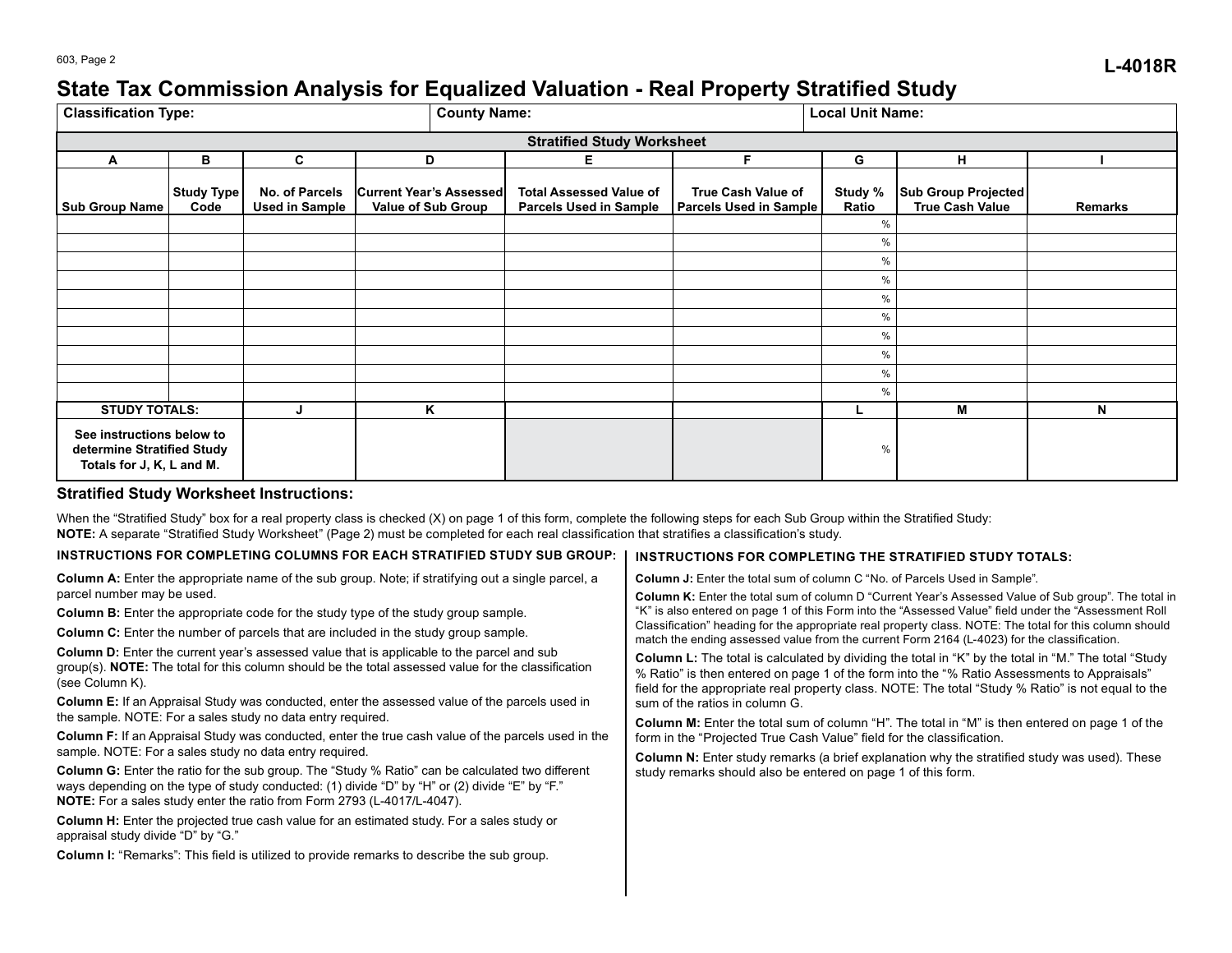L-4018R

# State Tax Commission Analysis for Equalized Valuation - Real Property Stratified Study

| Classification Type: | County Name: | Local Unit Name: |
|---|---|---|

**Stratified Study Worksheet**

| A | B | C | D | E | F | G | H | I |
|---|---|---|---|---|---|---|---|---|
| Sub Group Name | Study Type Code | No. of Parcels Used in Sample | Current Year's Assessed Value of Sub Group | Total Assessed Value of Parcels Used in Sample | True Cash Value of Parcels Used in Sample | Study % Ratio | Sub Group Projected True Cash Value | Remarks |
| | | | | | | % | | |
| | | | | | | % | | |
| | | | | | | % | | |
| | | | | | | % | | |
| | | | | | | % | | |
| | | | | | | % | | |
| | | | | | | % | | |
| | | | | | | % | | |
| | | | | | | % | | |
| | | | | | | % | | |
| STUDY TOTALS: | | J | K | | | L | M | N |
| See instructions below to determine Stratified Study Totals for J, K, L and M. | | | | | | % | | |

## Stratified Study Worksheet Instructions:

When the "Stratified Study" box for a real property class is checked (X) on page 1 of this form, complete the following steps for each Sub Group within the Stratified Study:
**NOTE:** A separate "Stratified Study Worksheet" (Page 2) must be completed for each real classification that stratifies a classification's study.

### INSTRUCTIONS FOR COMPLETING COLUMNS FOR EACH STRATIFIED STUDY SUB GROUP:

**Column A:** Enter the appropriate name of the sub group. Note; if stratifying out a single parcel, a parcel number may be used.

**Column B:** Enter the appropriate code for the study type of the study group sample.

**Column C:** Enter the number of parcels that are included in the study group sample.

**Column D:** Enter the current year's assessed value that is applicable to the parcel and sub group(s). **NOTE:** The total for this column should be the total assessed value for the classification (see Column K).

**Column E:** If an Appraisal Study was conducted, enter the assessed value of the parcels used in the sample. NOTE: For a sales study no data entry required.

**Column F:** If an Appraisal Study was conducted, enter the true cash value of the parcels used in the sample. NOTE: For a sales study no data entry required.

**Column G:** Enter the ratio for the sub group. The "Study % Ratio" can be calculated two different ways depending on the type of study conducted: (1) divide "D" by "H" or (2) divide "E" by "F." **NOTE:** For a sales study enter the ratio from Form 2793 (L-4017/L-4047).

**Column H:** Enter the projected true cash value for an estimated study. For a sales study or appraisal study divide "D" by "G."

**Column I:** "Remarks": This field is utilized to provide remarks to describe the sub group.

### INSTRUCTIONS FOR COMPLETING THE STRATIFIED STUDY TOTALS:

**Column J:** Enter the total sum of column C "No. of Parcels Used in Sample".

**Column K:** Enter the total sum of column D "Current Year's Assessed Value of Sub group". The total in "K" is also entered on page 1 of this Form into the "Assessed Value" field under the "Assessment Roll Classification" heading for the appropriate real property class. NOTE: The total for this column should match the ending assessed value from the current Form 2164 (L-4023) for the classification.

**Column L:** The total is calculated by dividing the total in "K" by the total in "M." The total "Study % Ratio" is then entered on page 1 of the form into the "% Ratio Assessments to Appraisals" field for the appropriate real property class. NOTE: The total "Study % Ratio" is not equal to the sum of the ratios in column G.

**Column M:** Enter the total sum of column "H". The total in "M" is then entered on page 1 of the form in the "Projected True Cash Value" field for the classification.

**Column N:** Enter study remarks (a brief explanation why the stratified study was used). These study remarks should also be entered on page 1 of this form.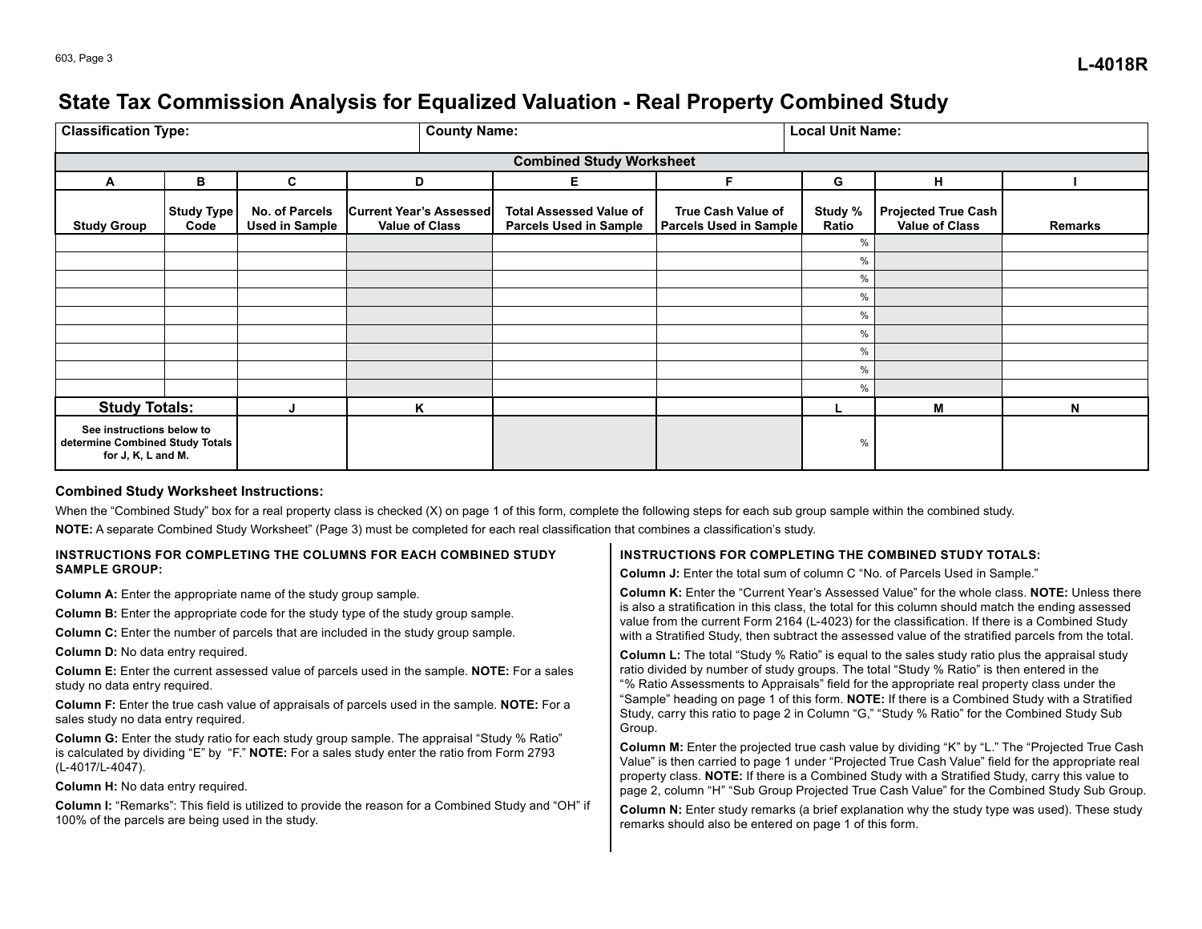L-4018R

# State Tax Commission Analysis for Equalized Valuation - Real Property Combined Study

| Classification Type: | County Name: | Local Unit Name: |
|---|---|---|
| | | |

**Combined Study Worksheet**

| A | B | C | D | E | F | G | H | I |
|---|---|---|---|---|---|---|---|---|
| **Study Group** | **Study Type Code** | **No. of Parcels Used in Sample** | **Current Year's Assessed Value of Class** | **Total Assessed Value of Parcels Used in Sample** | **True Cash Value of Parcels Used in Sample** | **Study % Ratio** | **Projected True Cash Value of Class** | **Remarks** |
| | | | | | | % | | |
| | | | | | | % | | |
| | | | | | | % | | |
| | | | | | | % | | |
| | | | | | | % | | |
| | | | | | | % | | |
| | | | | | | % | | |
| | | | | | | % | | |
| | | | | | | % | | |
| **Study Totals:** | | J | K | | | L | M | N |
| See instructions below to determine Combined Study Totals for J, K, L and M. | | | | | | % | | |

**Combined Study Worksheet Instructions:**

When the "Combined Study" box for a real property class is checked (X) on page 1 of this form, complete the following steps for each sub group sample within the combined study.

**NOTE:** A separate Combined Study Worksheet" (Page 3) must be completed for each real classification that combines a classification's study.

**INSTRUCTIONS FOR COMPLETING THE COLUMNS FOR EACH COMBINED STUDY SAMPLE GROUP:**

**Column A:** Enter the appropriate name of the study group sample.

**Column B:** Enter the appropriate code for the study type of the study group sample.

**Column C:** Enter the number of parcels that are included in the study group sample.

**Column D:** No data entry required.

**Column E:** Enter the current assessed value of parcels used in the sample. **NOTE:** For a sales study no data entry required.

**Column F:** Enter the true cash value of appraisals of parcels used in the sample. **NOTE:** For a sales study no data entry required.

**Column G:** Enter the study ratio for each study group sample. The appraisal "Study % Ratio" is calculated by dividing "E" by "F." **NOTE:** For a sales study enter the ratio from Form 2793 (L-4017/L-4047).

**Column H:** No data entry required.

**Column I:** "Remarks": This field is utilized to provide the reason for a Combined Study and "OH" if 100% of the parcels are being used in the study.

**INSTRUCTIONS FOR COMPLETING THE COMBINED STUDY TOTALS:**

**Column J:** Enter the total sum of column C "No. of Parcels Used in Sample."

**Column K:** Enter the "Current Year's Assessed Value" for the whole class. **NOTE:** Unless there is also a stratification in this class, the total for this column should match the ending assessed value from the current Form 2164 (L-4023) for the classification. If there is a Combined Study with a Stratified Study, then subtract the assessed value of the stratified parcels from the total.

**Column L:** The total "Study % Ratio" is equal to the sales study ratio plus the appraisal study ratio divided by number of study groups. The total "Study % Ratio" is then entered in the "% Ratio Assessments to Appraisals" field for the appropriate real property class under the "Sample" heading on page 1 of this form. **NOTE:** If there is a Combined Study with a Stratified Study, carry this ratio to page 2 in Column "G," "Study % Ratio" for the Combined Study Sub Group.

**Column M:** Enter the projected true cash value by dividing "K" by "L." The "Projected True Cash Value" is then carried to page 1 under "Projected True Cash Value" field for the appropriate real property class. **NOTE:** If there is a Combined Study with a Stratified Study, carry this value to page 2, column "H" "Sub Group Projected True Cash Value" for the Combined Study Sub Group.

**Column N:** Enter study remarks (a brief explanation why the study type was used). These study remarks should also be entered on page 1 of this form.